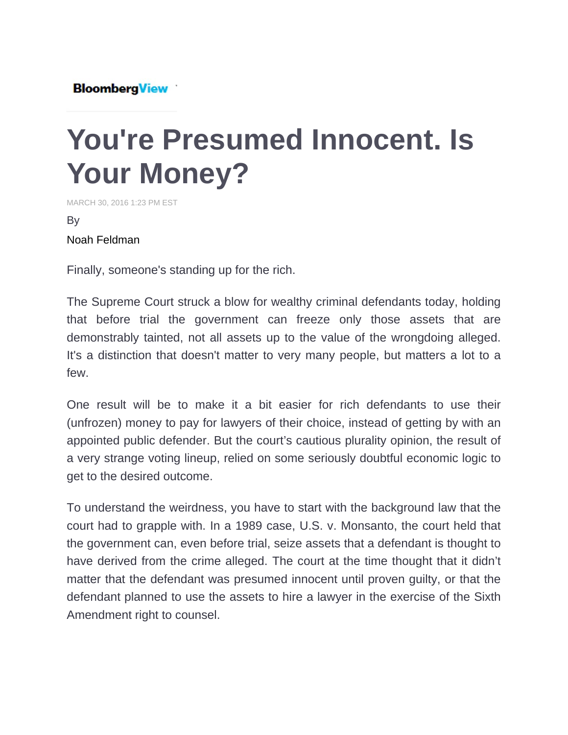BloombergView

# You're Presumed Innocent. Is Your Money?

MARCH 30, 2016 1:23 PM EST

By

Noah Feldman

Finally, someone's standing up for the rich.

The Supreme Court struck a blow for wealthy criminal defendants today, holding that before trial the government can freeze only those assets that are demonstrably tainted, not all assets up to the value of the wrongdoing alleged. It's a distinction that doesn't matter to very many people, but matters a lot to a few.

One result will be to make it a bit easier for rich defendants to use their (unfrozen) money to pay for lawyers of their choice, instead of getting by with an appointed public defender. But the court's cautious plurality opinion, the result of a very strange voting lineup, relied on some seriously doubtful economic logic to get to the desired outcome.

To understand the weirdness, you have to start with the background law that the court had to grapple with. In a 1989 case, U.S. v. Monsanto, the court held that the government can, even before trial, seize assets that a defendant is thought to have derived from the crime alleged. The court at the time thought that it didn't matter that the defendant was presumed innocent until proven guilty, or that the defendant planned to use the assets to hire a lawyer in the exercise of the Sixth Amendment right to counsel.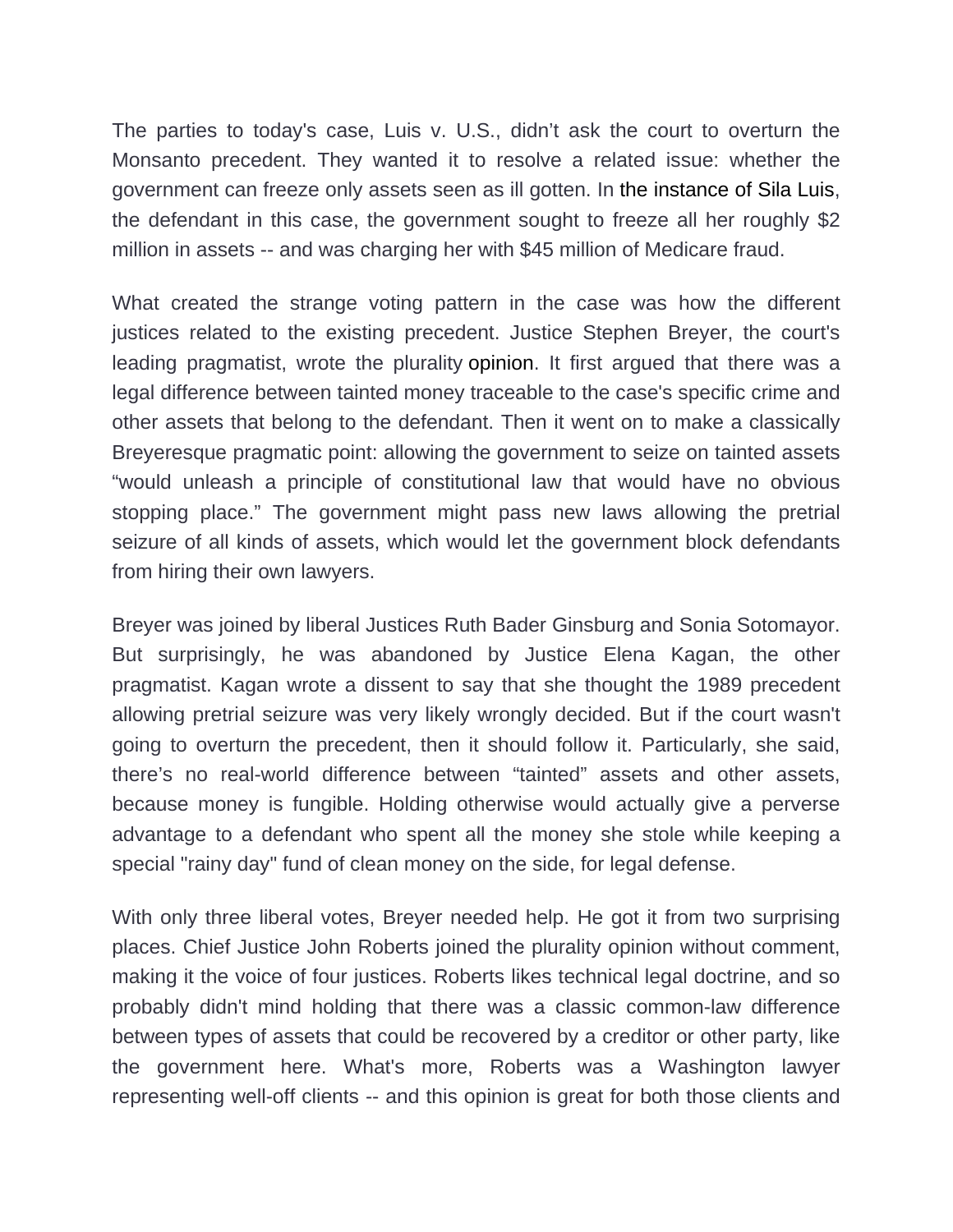The parties to today's case, Luis v. U.S., didn't ask the court to overturn the Monsanto precedent. They wanted it to resolve a related issue: whether the government can freeze only assets seen as ill gotten. In the instance of Sila Luis, the defendant in this case, the government sought to freeze all her roughly $2 million in assets -- and was charging her with $45 million of Medicare fraud.

What created the strange voting pattern in the case was how the different justices related to the existing precedent. Justice Stephen Breyer, the court's leading pragmatist, wrote the plurality opinion. It first argued that there was a legal difference between tainted money traceable to the case's specific crime and other assets that belong to the defendant. Then it went on to make a classically Breyeresque pragmatic point: allowing the government to seize on tainted assets "would unleash a principle of constitutional law that would have no obvious stopping place." The government might pass new laws allowing the pretrial seizure of all kinds of assets, which would let the government block defendants from hiring their own lawyers.

Breyer was joined by liberal Justices Ruth Bader Ginsburg and Sonia Sotomayor. But surprisingly, he was abandoned by Justice Elena Kagan, the other pragmatist. Kagan wrote a dissent to say that she thought the 1989 precedent allowing pretrial seizure was very likely wrongly decided. But if the court wasn't going to overturn the precedent, then it should follow it. Particularly, she said, there's no real-world difference between "tainted" assets and other assets, because money is fungible. Holding otherwise would actually give a perverse advantage to a defendant who spent all the money she stole while keeping a special "rainy day" fund of clean money on the side, for legal defense.

With only three liberal votes, Breyer needed help. He got it from two surprising places. Chief Justice John Roberts joined the plurality opinion without comment, making it the voice of four justices. Roberts likes technical legal doctrine, and so probably didn't mind holding that there was a classic common-law difference between types of assets that could be recovered by a creditor or other party, like the government here. What's more, Roberts was a Washington lawyer representing well-off clients -- and this opinion is great for both those clients and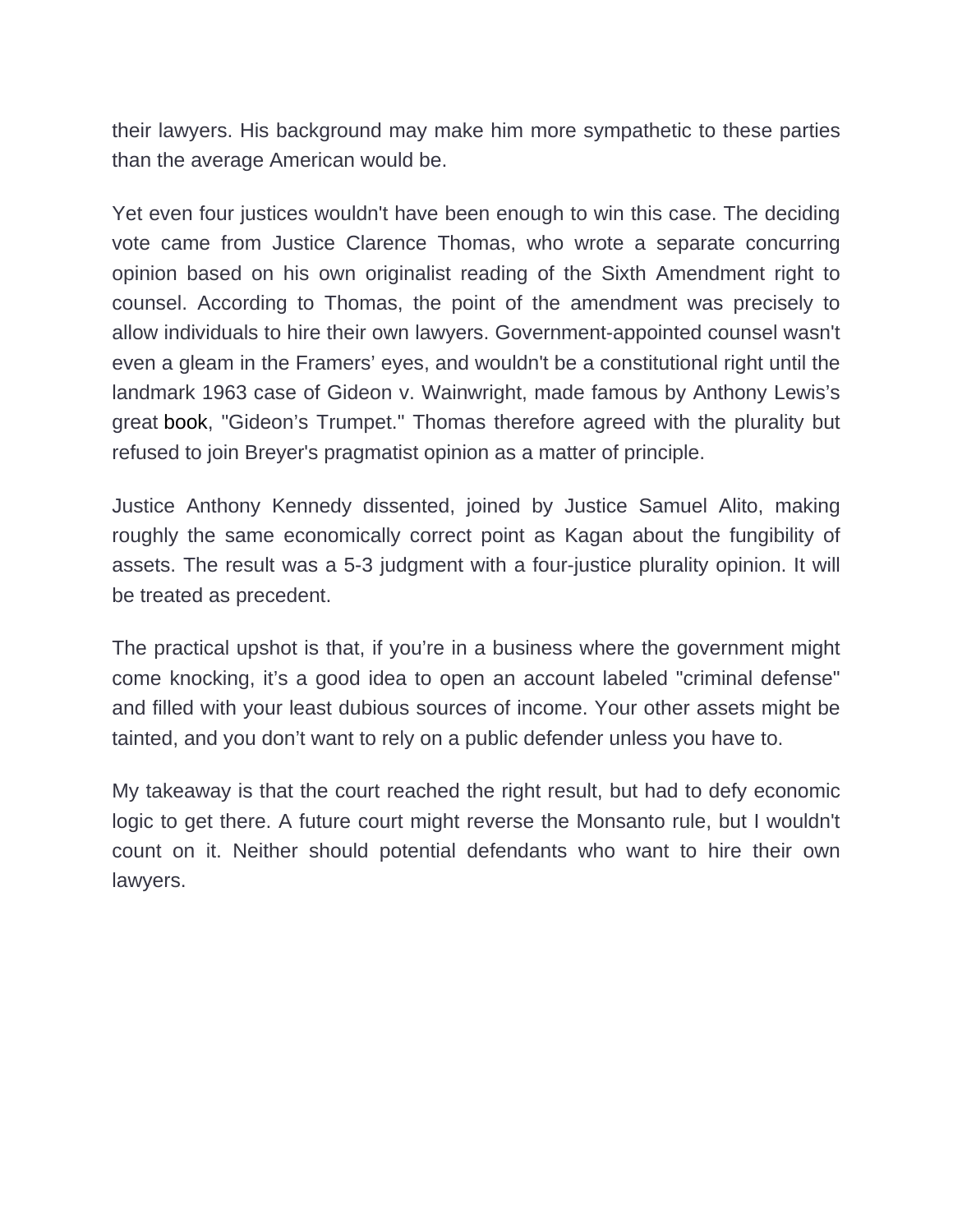their lawyers. His background may make him more sympathetic to these parties than the average American would be.

Yet even four justices wouldn't have been enough to win this case. The deciding vote came from Justice Clarence Thomas, who wrote a separate concurring opinion based on his own originalist reading of the Sixth Amendment right to counsel. According to Thomas, the point of the amendment was precisely to allow individuals to hire their own lawyers. Government-appointed counsel wasn't even a gleam in the Framers' eyes, and wouldn't be a constitutional right until the landmark 1963 case of Gideon v. Wainwright, made famous by Anthony Lewis's great book, "Gideon's Trumpet." Thomas therefore agreed with the plurality but refused to join Breyer's pragmatist opinion as a matter of principle.

Justice Anthony Kennedy dissented, joined by Justice Samuel Alito, making roughly the same economically correct point as Kagan about the fungibility of assets. The result was a 5-3 judgment with a four-justice plurality opinion. It will be treated as precedent.

The practical upshot is that, if you're in a business where the government might come knocking, it's a good idea to open an account labeled "criminal defense" and filled with your least dubious sources of income. Your other assets might be tainted, and you don't want to rely on a public defender unless you have to.

My takeaway is that the court reached the right result, but had to defy economic logic to get there. A future court might reverse the Monsanto rule, but I wouldn't count on it. Neither should potential defendants who want to hire their own lawyers.